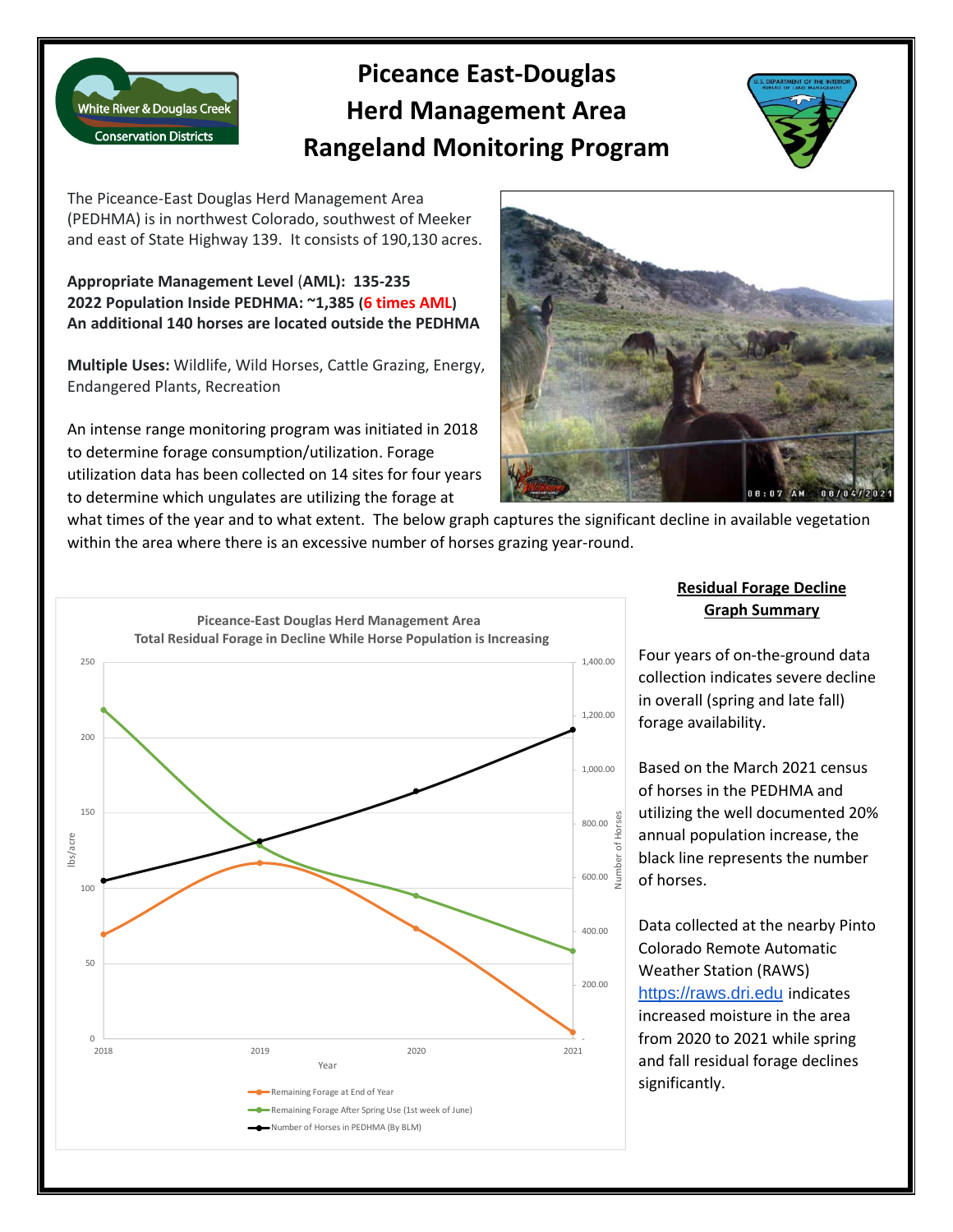White River & Douglas Creek Conservation Districts

# Piceance East-Douglas Herd Management Area Rangeland Monitoring Program

The Piceance-East Douglas Herd Management Area (PEDHMA) is in northwest Colorado, southwest of Meeker and east of State Highway 139. It consists of 190,130 acres.

**Appropriate Management Level (AML): 135-235**
**2022 Population Inside PEDHMA: ~1,385 (6 times AML)**
**An additional 140 horses are located outside the PEDHMA**

**Multiple Uses:** Wildlife, Wild Horses, Cattle Grazing, Energy, Endangered Plants, Recreation

An intense range monitoring program was initiated in 2018 to determine forage consumption/utilization. Forage utilization data has been collected on 14 sites for four years to determine which ungulates are utilizing the forage at what times of the year and to what extent. The below graph captures the significant decline in available vegetation within the area where there is an excessive number of horses grazing year-round.

Piceance-East Douglas Herd Management Area
Total Residual Forage in Decline While Horse Population is Increasing

lbs/acre: 0, 50, 100, 150, 200, 250

Number of Horses: 200.00, 400.00, 600.00, 800.00, 1,000.00, 1,200.00, 1,400.00

Year: 2018, 2019, 2020, 2021

Remaining Forage at End of Year
Remaining Forage After Spring Use (1st week of June)
Number of Horses in PEDHMA (By BLM)

## Residual Forage Decline Graph Summary

Four years of on-the-ground data collection indicates severe decline in overall (spring and late fall) forage availability.

Based on the March 2021 census of horses in the PEDHMA and utilizing the well documented 20% annual population increase, the black line represents the number of horses.

Data collected at the nearby Pinto Colorado Remote Automatic Weather Station (RAWS) https://raws.dri.edu indicates increased moisture in the area from 2020 to 2021 while spring and fall residual forage declines significantly.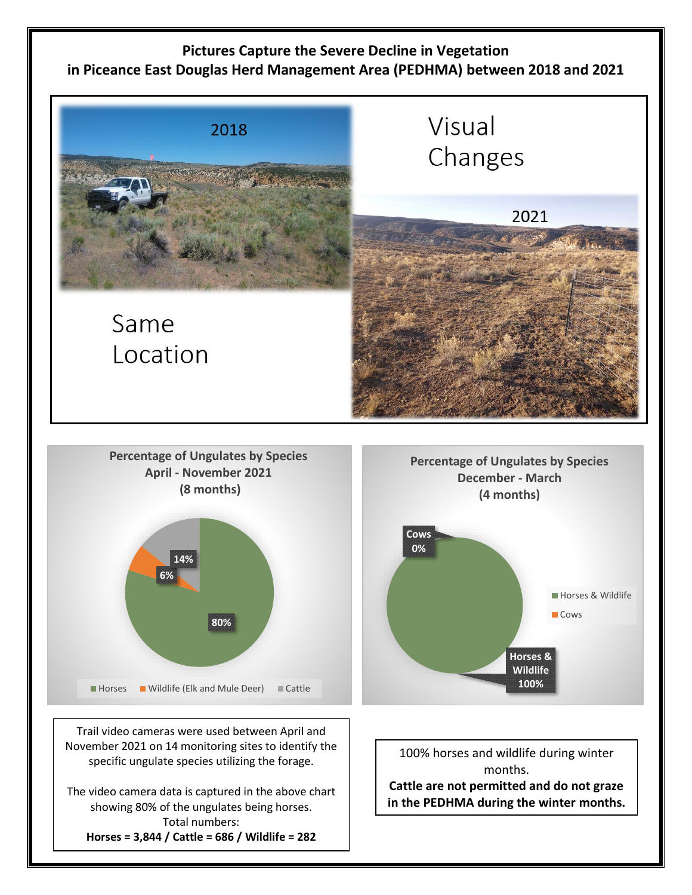**Pictures Capture the Severe Decline in Vegetation in Piceance East Douglas Herd Management Area (PEDHMA) between 2018 and 2021**

2018

Visual Changes

2021

Same Location

**Percentage of Ungulates by Species April - November 2021 (8 months)**

80%
6%
14%

Horses
Wildlife (Elk and Mule Deer)
Cattle

**Percentage of Ungulates by Species December - March (4 months)**

Cows 0%
Horses & Wildlife 100%

Horses & Wildlife
Cows

Trail video cameras were used between April and November 2021 on 14 monitoring sites to identify the specific ungulate species utilizing the forage.

The video camera data is captured in the above chart showing 80% of the ungulates being horses.
Total numbers:
**Horses = 3,844 / Cattle = 686 / Wildlife = 282**

100% horses and wildlife during winter months.
**Cattle are not permitted and do not graze in the PEDHMA during the winter months.**